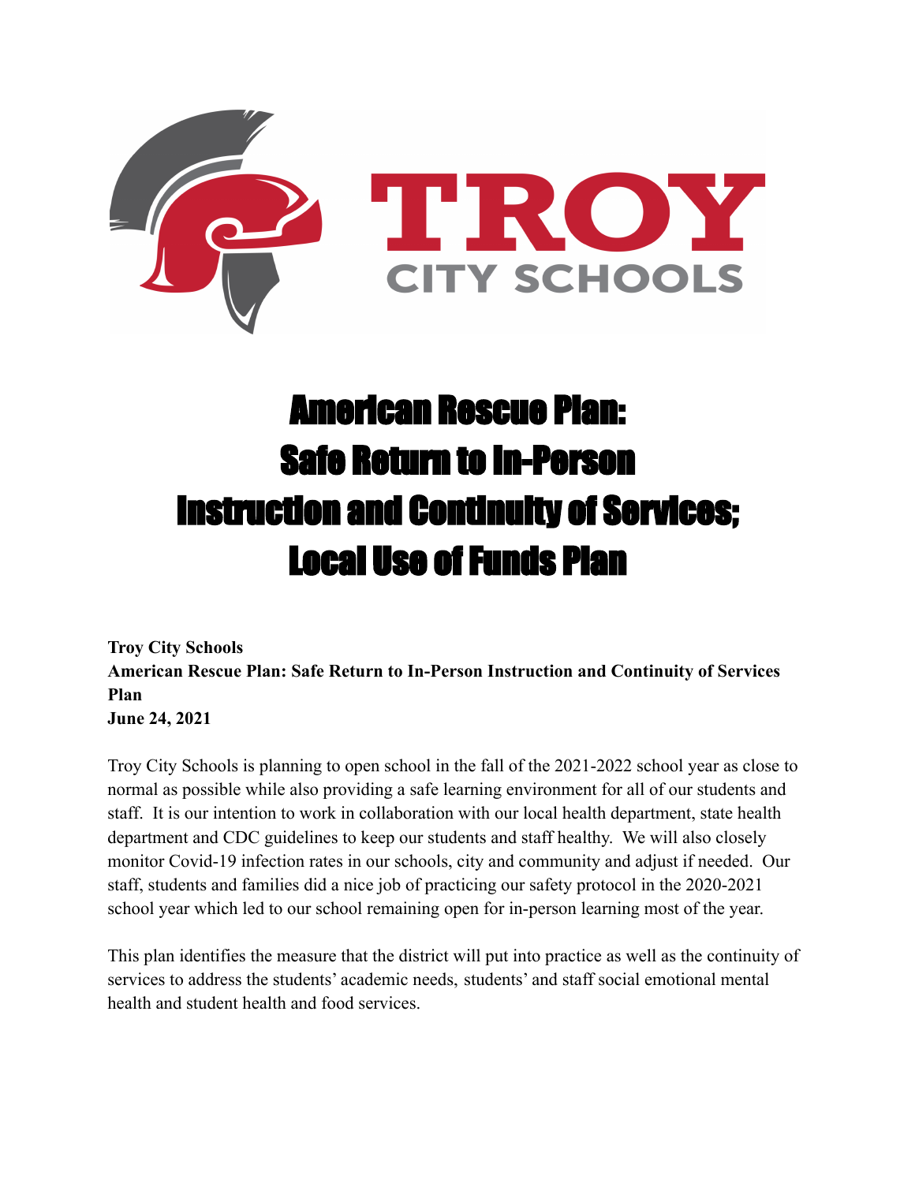TROY
CITY SCHOOLS

# American Rescue Plan: Safe Return to In-Person Instruction and Continuity of Services; Local Use of Funds Plan

**Troy City Schools**
**American Rescue Plan: Safe Return to In-Person Instruction and Continuity of Services Plan**
**June 24, 2021**

Troy City Schools is planning to open school in the fall of the 2021-2022 school year as close to normal as possible while also providing a safe learning environment for all of our students and staff. It is our intention to work in collaboration with our local health department, state health department and CDC guidelines to keep our students and staff healthy. We will also closely monitor Covid-19 infection rates in our schools, city and community and adjust if needed. Our staff, students and families did a nice job of practicing our safety protocol in the 2020-2021 school year which led to our school remaining open for in-person learning most of the year.

This plan identifies the measure that the district will put into practice as well as the continuity of services to address the students' academic needs, students' and staff social emotional mental health and student health and food services.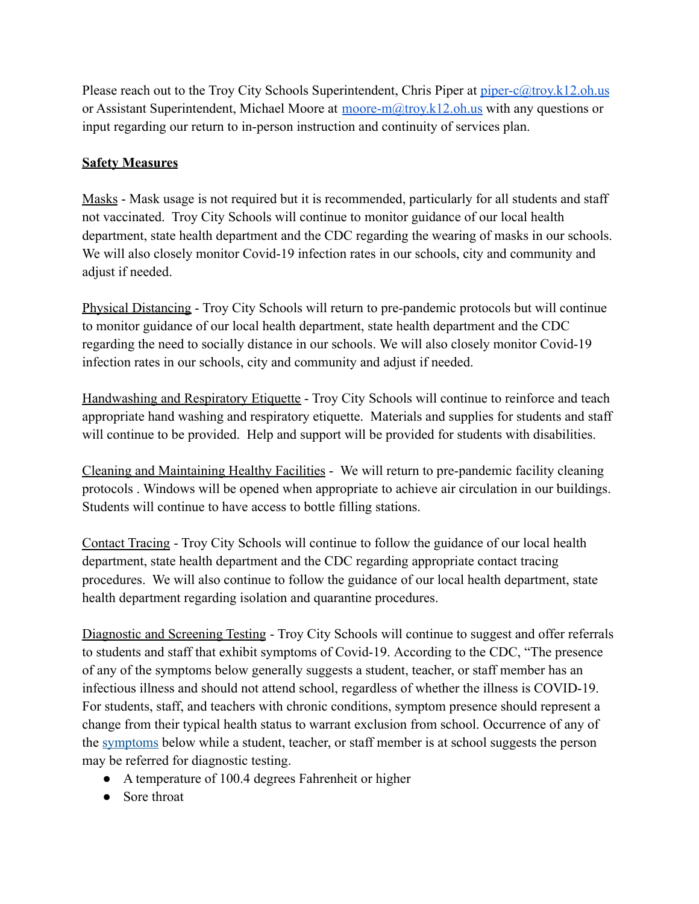Please reach out to the Troy City Schools Superintendent, Chris Piper at [piper-c@troy.k12.oh.us](mailto:piper-c@troy.k12.oh.us) or Assistant Superintendent, Michael Moore at [moore-m@troy.k12.oh.us](mailto:moore-m@troy.k12.oh.us) with any questions or input regarding our return to in-person instruction and continuity of services plan.

**Safety Measures**

Masks - Mask usage is not required but it is recommended, particularly for all students and staff not vaccinated. Troy City Schools will continue to monitor guidance of our local health department, state health department and the CDC regarding the wearing of masks in our schools. We will also closely monitor Covid-19 infection rates in our schools, city and community and adjust if needed.

Physical Distancing - Troy City Schools will return to pre-pandemic protocols but will continue to monitor guidance of our local health department, state health department and the CDC regarding the need to socially distance in our schools. We will also closely monitor Covid-19 infection rates in our schools, city and community and adjust if needed.

Handwashing and Respiratory Etiquette - Troy City Schools will continue to reinforce and teach appropriate hand washing and respiratory etiquette. Materials and supplies for students and staff will continue to be provided. Help and support will be provided for students with disabilities.

Cleaning and Maintaining Healthy Facilities - We will return to pre-pandemic facility cleaning protocols . Windows will be opened when appropriate to achieve air circulation in our buildings. Students will continue to have access to bottle filling stations.

Contact Tracing - Troy City Schools will continue to follow the guidance of our local health department, state health department and the CDC regarding appropriate contact tracing procedures. We will also continue to follow the guidance of our local health department, state health department regarding isolation and quarantine procedures.

Diagnostic and Screening Testing - Troy City Schools will continue to suggest and offer referrals to students and staff that exhibit symptoms of Covid-19. According to the CDC, "The presence of any of the symptoms below generally suggests a student, teacher, or staff member has an infectious illness and should not attend school, regardless of whether the illness is COVID-19. For students, staff, and teachers with chronic conditions, symptom presence should represent a change from their typical health status to warrant exclusion from school. Occurrence of any of the symptoms below while a student, teacher, or staff member is at school suggests the person may be referred for diagnostic testing.

- A temperature of 100.4 degrees Fahrenheit or higher
- Sore throat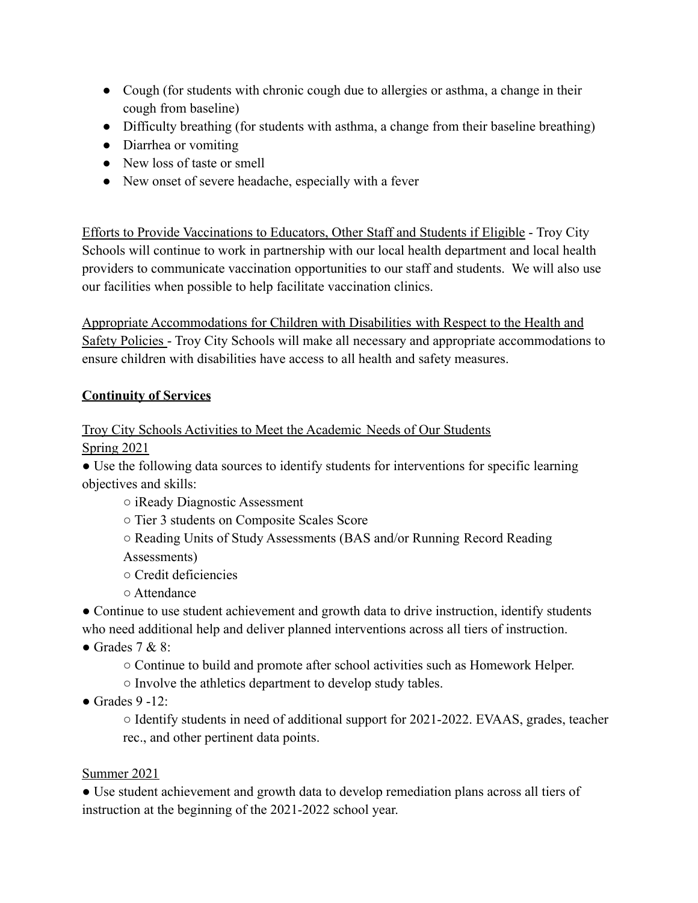- Cough (for students with chronic cough due to allergies or asthma, a change in their cough from baseline)
- Difficulty breathing (for students with asthma, a change from their baseline breathing)
- Diarrhea or vomiting
- New loss of taste or smell
- New onset of severe headache, especially with a fever

<u>Efforts to Provide Vaccinations to Educators, Other Staff and Students if Eligible</u> - Troy City Schools will continue to work in partnership with our local health department and local health providers to communicate vaccination opportunities to our staff and students. We will also use our facilities when possible to help facilitate vaccination clinics.

<u>Appropriate Accommodations for Children with Disabilities with Respect to the Health and Safety Policies</u> - Troy City Schools will make all necessary and appropriate accommodations to ensure children with disabilities have access to all health and safety measures.

**<u>Continuity of Services</u>**

<u>Troy City Schools Activities to Meet the Academic Needs of Our Students</u>

<u>Spring 2021</u>

- Use the following data sources to identify students for interventions for specific learning objectives and skills:
  - iReady Diagnostic Assessment
  - Tier 3 students on Composite Scales Score
  - Reading Units of Study Assessments (BAS and/or Running Record Reading Assessments)
  - Credit deficiencies
  - Attendance
- Continue to use student achievement and growth data to drive instruction, identify students who need additional help and deliver planned interventions across all tiers of instruction.
- Grades 7 & 8:
  - Continue to build and promote after school activities such as Homework Helper.
  - Involve the athletics department to develop study tables.
- Grades 9 -12:
  - Identify students in need of additional support for 2021-2022. EVAAS, grades, teacher rec., and other pertinent data points.

<u>Summer 2021</u>

- Use student achievement and growth data to develop remediation plans across all tiers of instruction at the beginning of the 2021-2022 school year.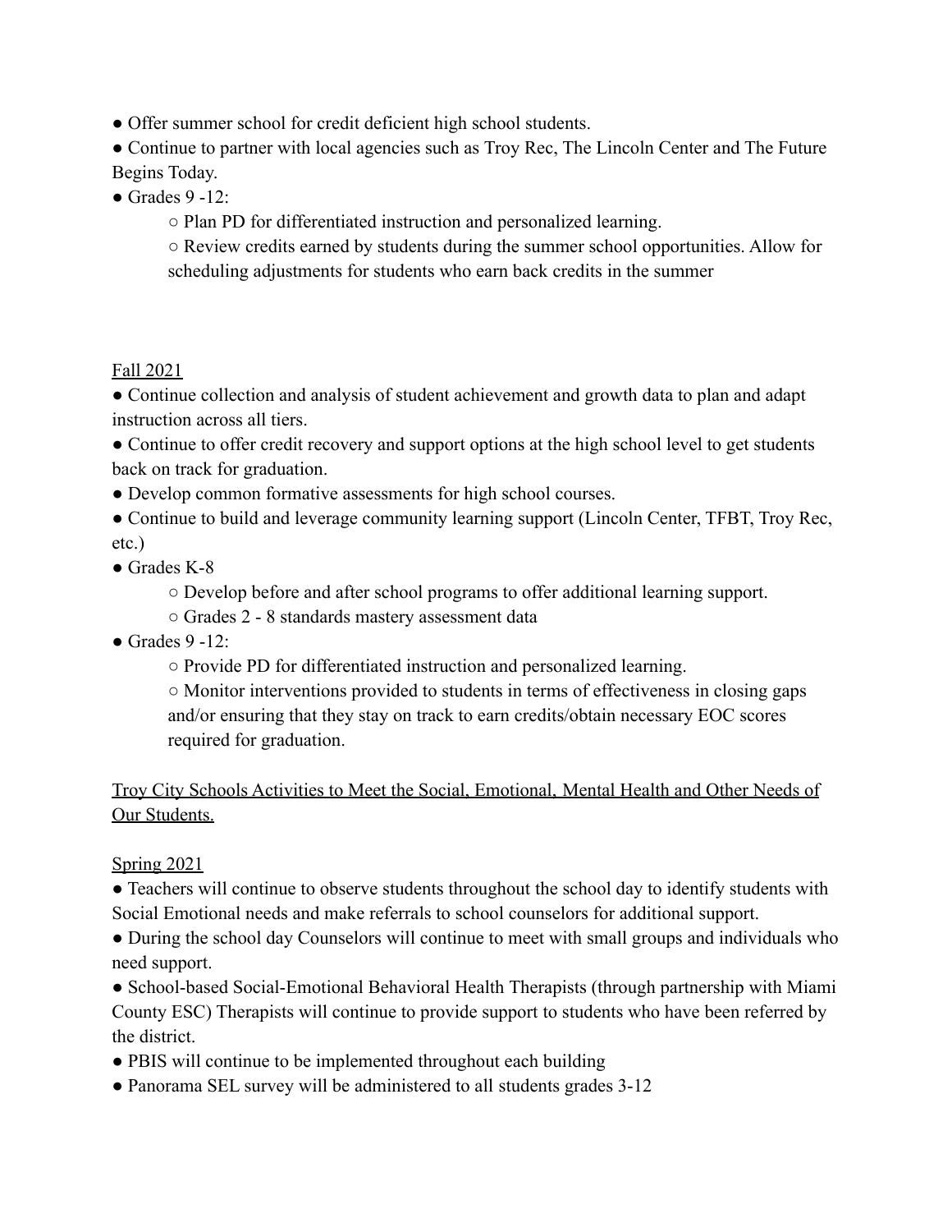- Offer summer school for credit deficient high school students.
- Continue to partner with local agencies such as Troy Rec, The Lincoln Center and The Future Begins Today.
- Grades 9 -12:
  - Plan PD for differentiated instruction and personalized learning.
  - Review credits earned by students during the summer school opportunities. Allow for scheduling adjustments for students who earn back credits in the summer

<u>Fall 2021</u>

- Continue collection and analysis of student achievement and growth data to plan and adapt instruction across all tiers.
- Continue to offer credit recovery and support options at the high school level to get students back on track for graduation.
- Develop common formative assessments for high school courses.
- Continue to build and leverage community learning support (Lincoln Center, TFBT, Troy Rec, etc.)
- Grades K-8
  - Develop before and after school programs to offer additional learning support.
  - Grades 2 - 8 standards mastery assessment data
- Grades 9 -12:
  - Provide PD for differentiated instruction and personalized learning.
  - Monitor interventions provided to students in terms of effectiveness in closing gaps and/or ensuring that they stay on track to earn credits/obtain necessary EOC scores required for graduation.

<u>Troy City Schools Activities to Meet the Social, Emotional, Mental Health and Other Needs of Our Students.</u>

<u>Spring 2021</u>

- Teachers will continue to observe students throughout the school day to identify students with Social Emotional needs and make referrals to school counselors for additional support.
- During the school day Counselors will continue to meet with small groups and individuals who need support.
- School-based Social-Emotional Behavioral Health Therapists (through partnership with Miami County ESC) Therapists will continue to provide support to students who have been referred by the district.
- PBIS will continue to be implemented throughout each building
- Panorama SEL survey will be administered to all students grades 3-12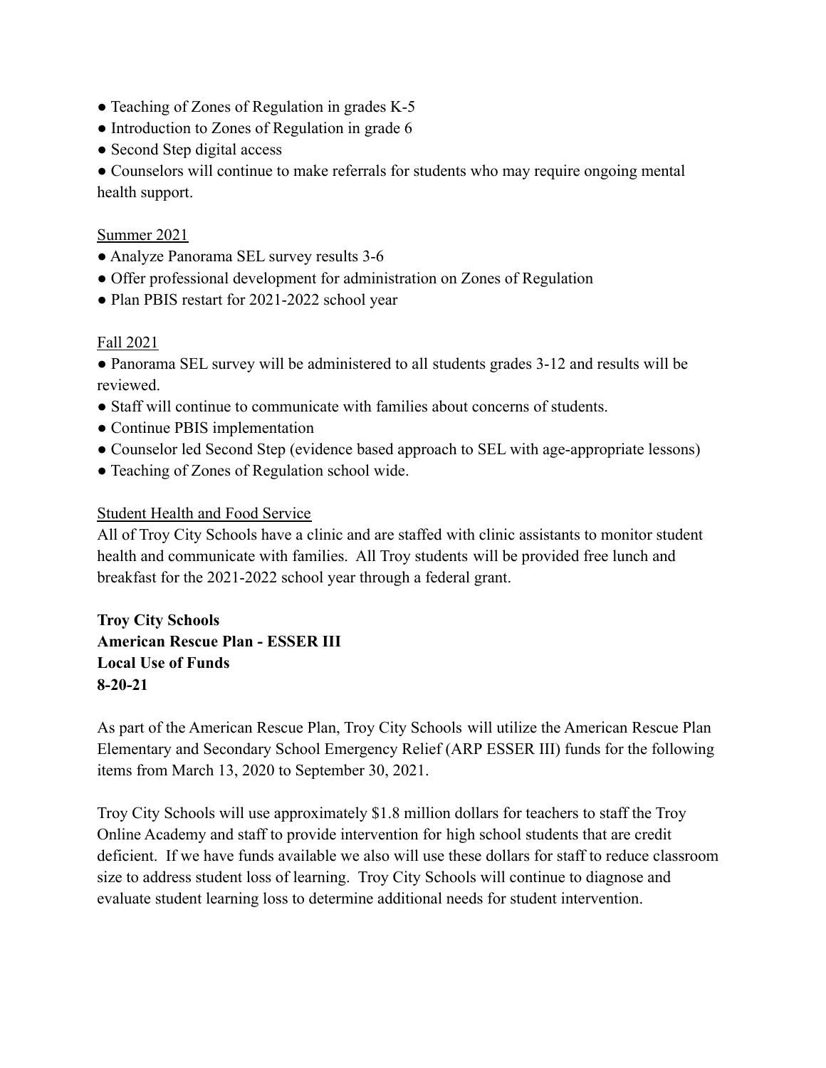- Teaching of Zones of Regulation in grades K-5
- Introduction to Zones of Regulation in grade 6
- Second Step digital access
- Counselors will continue to make referrals for students who may require ongoing mental health support.

<u>Summer 2021</u>

- Analyze Panorama SEL survey results 3-6
- Offer professional development for administration on Zones of Regulation
- Plan PBIS restart for 2021-2022 school year

<u>Fall 2021</u>

- Panorama SEL survey will be administered to all students grades 3-12 and results will be reviewed.
- Staff will continue to communicate with families about concerns of students.
- Continue PBIS implementation
- Counselor led Second Step (evidence based approach to SEL with age-appropriate lessons)
- Teaching of Zones of Regulation school wide.

<u>Student Health and Food Service</u>

All of Troy City Schools have a clinic and are staffed with clinic assistants to monitor student health and communicate with families. All Troy students will be provided free lunch and breakfast for the 2021-2022 school year through a federal grant.

**Troy City Schools**
**American Rescue Plan - ESSER III**
**Local Use of Funds**
**8-20-21**

As part of the American Rescue Plan, Troy City Schools will utilize the American Rescue Plan Elementary and Secondary School Emergency Relief (ARP ESSER III) funds for the following items from March 13, 2020 to September 30, 2021.

Troy City Schools will use approximately $1.8 million dollars for teachers to staff the Troy Online Academy and staff to provide intervention for high school students that are credit deficient. If we have funds available we also will use these dollars for staff to reduce classroom size to address student loss of learning. Troy City Schools will continue to diagnose and evaluate student learning loss to determine additional needs for student intervention.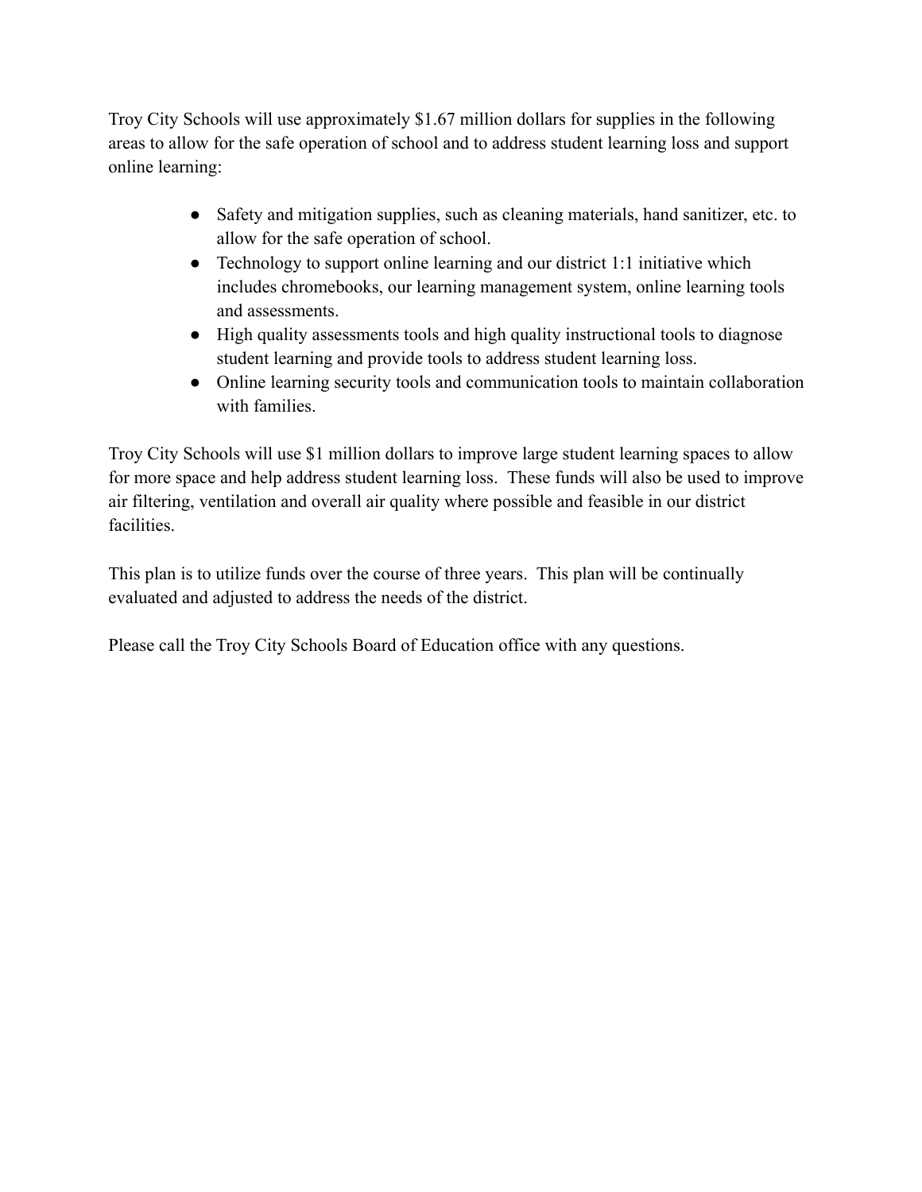Troy City Schools will use approximately $1.67 million dollars for supplies in the following areas to allow for the safe operation of school and to address student learning loss and support online learning:

- Safety and mitigation supplies, such as cleaning materials, hand sanitizer, etc. to allow for the safe operation of school.
- Technology to support online learning and our district 1:1 initiative which includes chromebooks, our learning management system, online learning tools and assessments.
- High quality assessments tools and high quality instructional tools to diagnose student learning and provide tools to address student learning loss.
- Online learning security tools and communication tools to maintain collaboration with families.

Troy City Schools will use $1 million dollars to improve large student learning spaces to allow for more space and help address student learning loss. These funds will also be used to improve air filtering, ventilation and overall air quality where possible and feasible in our district facilities.

This plan is to utilize funds over the course of three years. This plan will be continually evaluated and adjusted to address the needs of the district.

Please call the Troy City Schools Board of Education office with any questions.